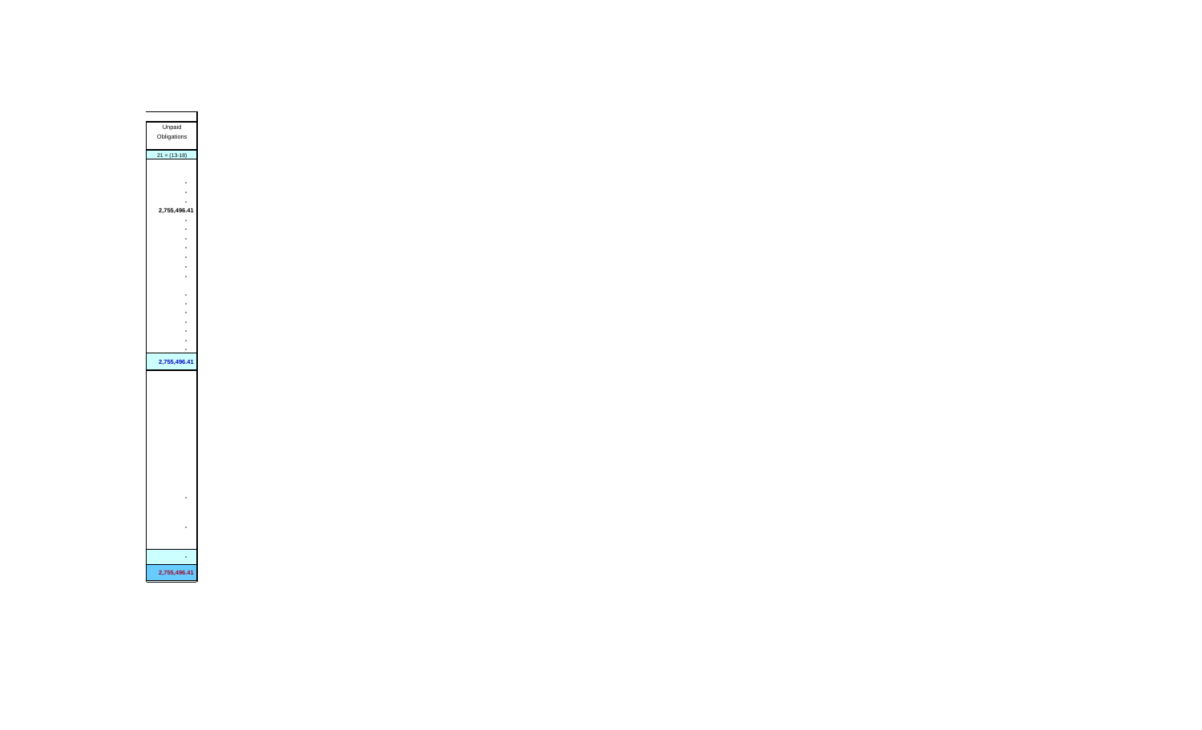| Unpaid Obligations |
| --- |
| 21 = (13-18) |
| |
| - |
| - |
| - |
| **2,755,496.41** |
| - |
| - |
| - |
| - |
| - |
| - |
| - |
| |
| - |
| - |
| - |
| - |
| - |
| - |
| - |
| **2,755,496.41** |
| |
| - |
| - |
| - |
| **2,755,496.41** |